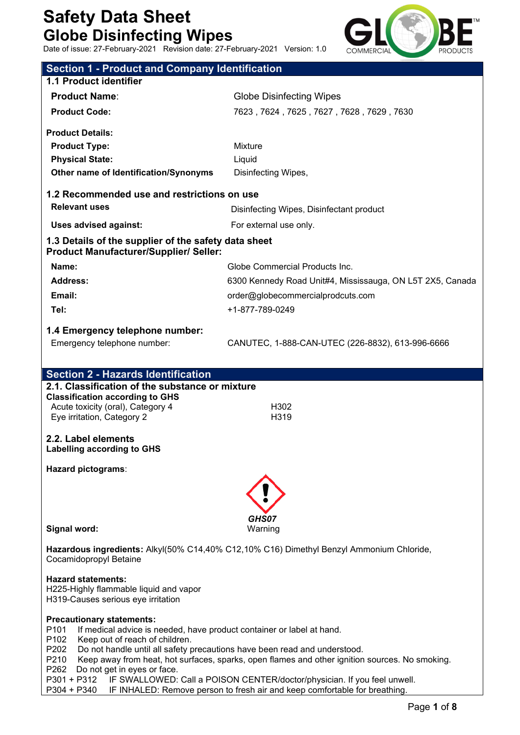# Safety Data Sheet
# Globe Disinfecting Wipes

Date of issue: 27-February-2021 Revision date: 27-February-2021 Version: 1.0

## Section 1 - Product and Company Identification

### 1.1 Product identifier

| | |
|---|---|
| **Product Name**: | Globe Disinfecting Wipes |
| **Product Code:** | 7623 , 7624 , 7625 , 7627 , 7628 , 7629 , 7630 |

**Product Details:**

| | |
|---|---|
| **Product Type:** | Mixture |
| **Physical State:** | Liquid |
| **Other name of Identification/Synonyms** | Disinfecting Wipes, |

### 1.2 Recommended use and restrictions on use

| | |
|---|---|
| **Relevant uses** | Disinfecting Wipes, Disinfectant product |
| **Uses advised against:** | For external use only. |

### 1.3 Details of the supplier of the safety data sheet
**Product Manufacturer/Supplier/ Seller:**

| | |
|---|---|
| **Name:** | Globe Commercial Products Inc. |
| **Address:** | 6300 Kennedy Road Unit#4, Mississauga, ON L5T 2X5, Canada |
| **Email:** | order@globecommercialprodcuts.com |
| **Tel:** | +1-877-789-0249 |

### 1.4 Emergency telephone number:

Emergency telephone number: CANUTEC, 1-888-CAN-UTEC (226-8832), 613-996-6666

## Section 2 - Hazards Identification

### 2.1. Classification of the substance or mixture
**Classification according to GHS**

| | |
|---|---|
| Acute toxicity (oral), Category 4 | H302 |
| Eye irritation, Category 2 | H319 |

### 2.2. Label elements
**Labelling according to GHS**

**Hazard pictograms**:

*GHS07*

**Signal word:** Warning

**Hazardous ingredients:** Alkyl(50% C14,40% C12,10% C16) Dimethyl Benzyl Ammonium Chloride, Cocamidopropyl Betaine

**Hazard statements:**
H225-Highly flammable liquid and vapor
H319-Causes serious eye irritation

**Precautionary statements:**
P101 If medical advice is needed, have product container or label at hand.
P102 Keep out of reach of children.
P202 Do not handle until all safety precautions have been read and understood.
P210 Keep away from heat, hot surfaces, sparks, open flames and other ignition sources. No smoking.
P262 Do not get in eyes or face.
P301 + P312 IF SWALLOWED: Call a POISON CENTER/doctor/physician. If you feel unwell.
P304 + P340 IF INHALED: Remove person to fresh air and keep comfortable for breathing.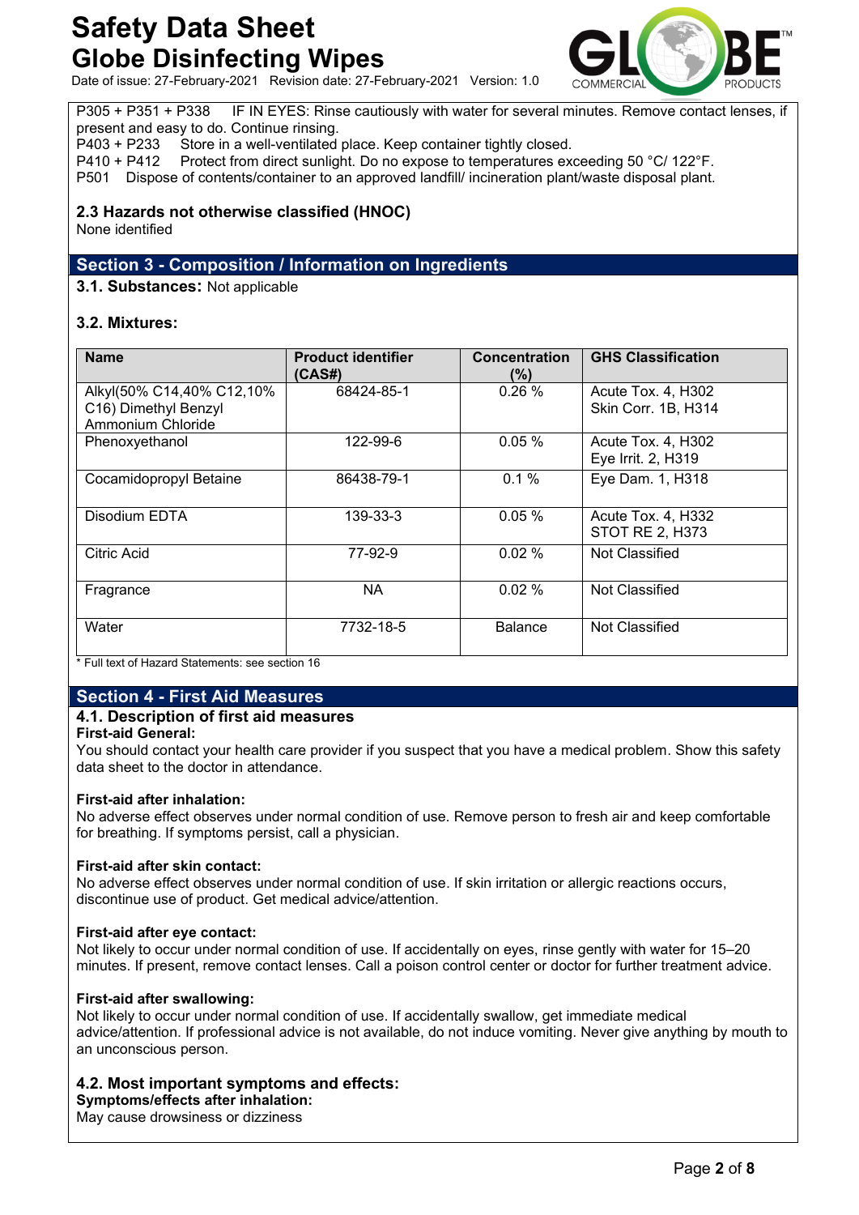P305 + P351 + P338 IF IN EYES: Rinse cautiously with water for several minutes. Remove contact lenses, if present and easy to do. Continue rinsing.
P403 + P233 Store in a well-ventilated place. Keep container tightly closed.
P410 + P412 Protect from direct sunlight. Do no expose to temperatures exceeding 50 °C/ 122°F.
P501 Dispose of contents/container to an approved landfill/ incineration plant/waste disposal plant.

### 2.3 Hazards not otherwise classified (HNOC)

None identified

## Section 3 - Composition / Information on Ingredients

**3.1. Substances:** Not applicable

### 3.2. Mixtures:

| Name | Product identifier (CAS#) | Concentration (%) | GHS Classification |
|---|---|---|---|
| Alkyl(50% C14,40% C12,10% C16) Dimethyl Benzyl Ammonium Chloride | 68424-85-1 | 0.26 % | Acute Tox. 4, H302<br>Skin Corr. 1B, H314 |
| Phenoxyethanol | 122-99-6 | 0.05 % | Acute Tox. 4, H302<br>Eye Irrit. 2, H319 |
| Cocamidopropyl Betaine | 86438-79-1 | 0.1 % | Eye Dam. 1, H318 |
| Disodium EDTA | 139-33-3 | 0.05 % | Acute Tox. 4, H332<br>STOT RE 2, H373 |
| Citric Acid | 77-92-9 | 0.02 % | Not Classified |
| Fragrance | NA | 0.02 % | Not Classified |
| Water | 7732-18-5 | Balance | Not Classified |

* Full text of Hazard Statements: see section 16

## Section 4 - First Aid Measures

### 4.1. Description of first aid measures

**First-aid General:**
You should contact your health care provider if you suspect that you have a medical problem. Show this safety data sheet to the doctor in attendance.

**First-aid after inhalation:**
No adverse effect observes under normal condition of use. Remove person to fresh air and keep comfortable for breathing. If symptoms persist, call a physician.

**First-aid after skin contact:**
No adverse effect observes under normal condition of use. If skin irritation or allergic reactions occurs, discontinue use of product. Get medical advice/attention.

**First-aid after eye contact:**
Not likely to occur under normal condition of use. If accidentally on eyes, rinse gently with water for 15–20 minutes. If present, remove contact lenses. Call a poison control center or doctor for further treatment advice.

**First-aid after swallowing:**
Not likely to occur under normal condition of use. If accidentally swallow, get immediate medical advice/attention. If professional advice is not available, do not induce vomiting. Never give anything by mouth to an unconscious person.

### 4.2. Most important symptoms and effects:

**Symptoms/effects after inhalation:**
May cause drowsiness or dizziness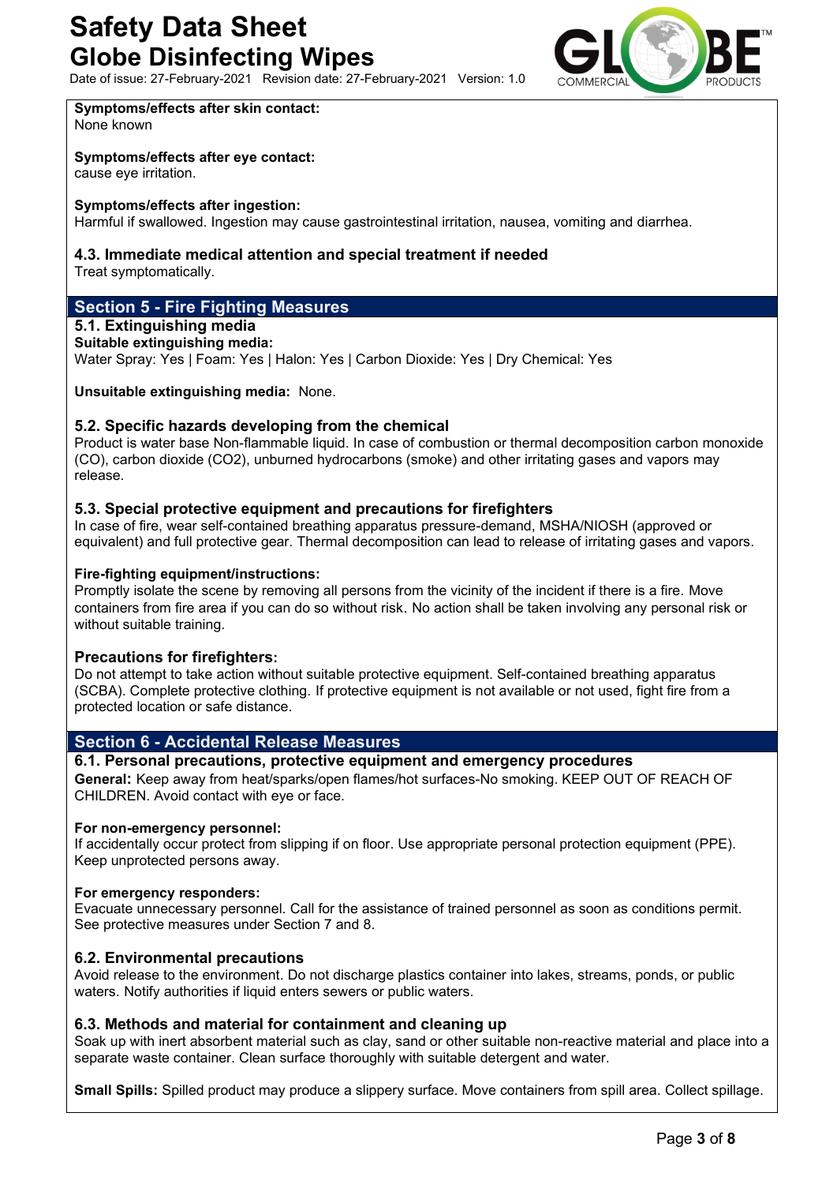**Symptoms/effects after skin contact:**
None known

**Symptoms/effects after eye contact:**
cause eye irritation.

**Symptoms/effects after ingestion:**
Harmful if swallowed. Ingestion may cause gastrointestinal irritation, nausea, vomiting and diarrhea.

### 4.3. Immediate medical attention and special treatment if needed

Treat symptomatically.

## Section 5 - Fire Fighting Measures

### 5.1. Extinguishing media

**Suitable extinguishing media:**
Water Spray: Yes | Foam: Yes | Halon: Yes | Carbon Dioxide: Yes | Dry Chemical: Yes

**Unsuitable extinguishing media:** None.

### 5.2. Specific hazards developing from the chemical

Product is water base Non-flammable liquid. In case of combustion or thermal decomposition carbon monoxide (CO), carbon dioxide ($CO_2$), unburned hydrocarbons (smoke) and other irritating gases and vapors may release.

### 5.3. Special protective equipment and precautions for firefighters

In case of fire, wear self-contained breathing apparatus pressure-demand, MSHA/NIOSH (approved or equivalent) and full protective gear. Thermal decomposition can lead to release of irritating gases and vapors.

**Fire-fighting equipment/instructions:**
Promptly isolate the scene by removing all persons from the vicinity of the incident if there is a fire. Move containers from fire area if you can do so without risk. No action shall be taken involving any personal risk or without suitable training.

**Precautions for firefighters:**
Do not attempt to take action without suitable protective equipment. Self-contained breathing apparatus (SCBA). Complete protective clothing. If protective equipment is not available or not used, fight fire from a protected location or safe distance.

## Section 6 - Accidental Release Measures

### 6.1. Personal precautions, protective equipment and emergency procedures

**General:** Keep away from heat/sparks/open flames/hot surfaces-No smoking. KEEP OUT OF REACH OF CHILDREN. Avoid contact with eye or face.

**For non-emergency personnel:**
If accidentally occur protect from slipping if on floor. Use appropriate personal protection equipment (PPE). Keep unprotected persons away.

**For emergency responders:**
Evacuate unnecessary personnel. Call for the assistance of trained personnel as soon as conditions permit. See protective measures under Section 7 and 8.

### 6.2. Environmental precautions

Avoid release to the environment. Do not discharge plastics container into lakes, streams, ponds, or public waters. Notify authorities if liquid enters sewers or public waters.

### 6.3. Methods and material for containment and cleaning up

Soak up with inert absorbent material such as clay, sand or other suitable non-reactive material and place into a separate waste container. Clean surface thoroughly with suitable detergent and water.

**Small Spills:** Spilled product may produce a slippery surface. Move containers from spill area. Collect spillage.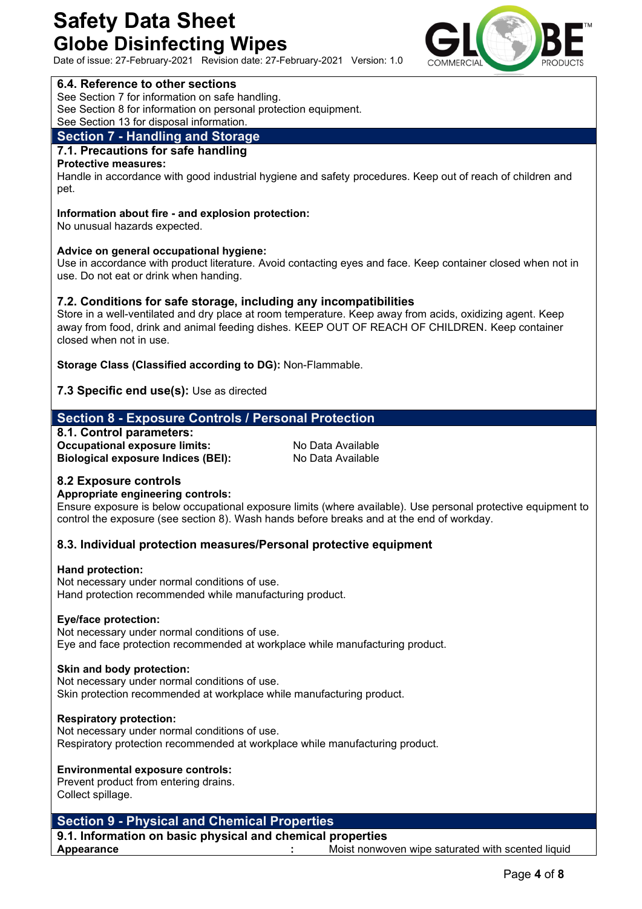### 6.4. Reference to other sections

See Section 7 for information on safe handling.
See Section 8 for information on personal protection equipment.
See Section 13 for disposal information.

## Section 7 - Handling and Storage

### 7.1. Precautions for safe handling

**Protective measures:**
Handle in accordance with good industrial hygiene and safety procedures. Keep out of reach of children and pet.

**Information about fire - and explosion protection:**
No unusual hazards expected.

**Advice on general occupational hygiene:**
Use in accordance with product literature. Avoid contacting eyes and face. Keep container closed when not in use. Do not eat or drink when handing.

### 7.2. Conditions for safe storage, including any incompatibilities

Store in a well-ventilated and dry place at room temperature. Keep away from acids, oxidizing agent. Keep away from food, drink and animal feeding dishes. KEEP OUT OF REACH OF CHILDREN. Keep container closed when not in use.

**Storage Class (Classified according to DG):** Non-Flammable.

**7.3 Specific end use(s):** Use as directed

## Section 8 - Exposure Controls / Personal Protection

### 8.1. Control parameters:

| | |
|---|---|
| **Occupational exposure limits:** | No Data Available |
| **Biological exposure Indices (BEI):** | No Data Available |

### 8.2 Exposure controls

**Appropriate engineering controls:**
Ensure exposure is below occupational exposure limits (where available). Use personal protective equipment to control the exposure (see section 8). Wash hands before breaks and at the end of workday.

### 8.3. Individual protection measures/Personal protective equipment

**Hand protection:**
Not necessary under normal conditions of use.
Hand protection recommended while manufacturing product.

**Eye/face protection:**
Not necessary under normal conditions of use.
Eye and face protection recommended at workplace while manufacturing product.

**Skin and body protection:**
Not necessary under normal conditions of use.
Skin protection recommended at workplace while manufacturing product.

**Respiratory protection:**
Not necessary under normal conditions of use.
Respiratory protection recommended at workplace while manufacturing product.

**Environmental exposure controls:**
Prevent product from entering drains.
Collect spillage.

## Section 9 - Physical and Chemical Properties

### 9.1. Information on basic physical and chemical properties

| | | |
|---|---|---|
| **Appearance** | : | Moist nonwoven wipe saturated with scented liquid |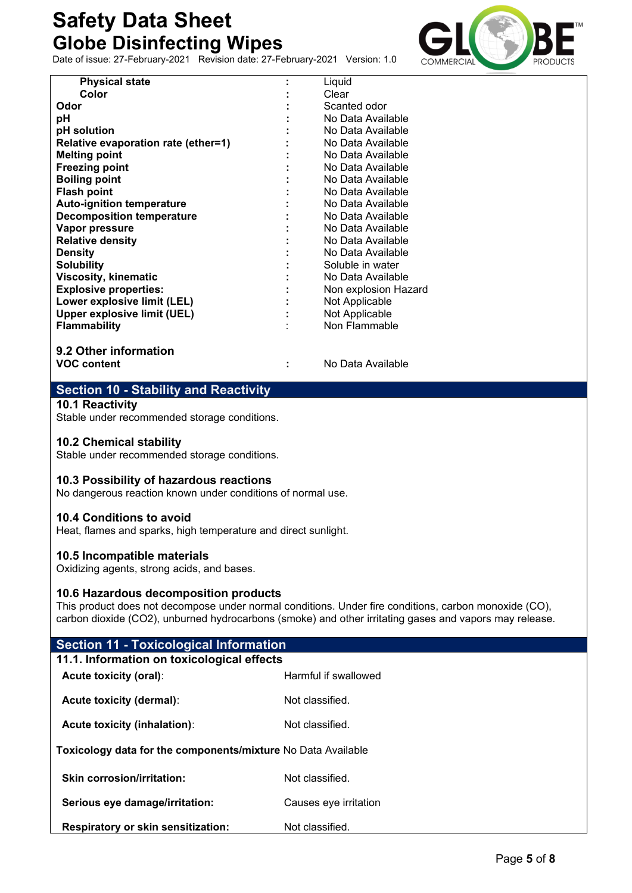| | | |
|---|---|---|
| **Physical state** | : | Liquid |
| **Color** | : | Clear |
| **Odor** | : | Scanted odor |
| **pH** | : | No Data Available |
| **pH solution** | : | No Data Available |
| **Relative evaporation rate (ether=1)** | : | No Data Available |
| **Melting point** | : | No Data Available |
| **Freezing point** | : | No Data Available |
| **Boiling point** | : | No Data Available |
| **Flash point** | : | No Data Available |
| **Auto-ignition temperature** | : | No Data Available |
| **Decomposition temperature** | : | No Data Available |
| **Vapor pressure** | : | No Data Available |
| **Relative density** | : | No Data Available |
| **Density** | : | No Data Available |
| **Solubility** | : | Soluble in water |
| **Viscosity, kinematic** | : | No Data Available |
| **Explosive properties:** | : | Non explosion Hazard |
| **Lower explosive limit (LEL)** | : | Not Applicable |
| **Upper explosive limit (UEL)** | : | Not Applicable |
| **Flammability** | : | Non Flammable |

### 9.2 Other information

| | | |
|---|---|---|
| **VOC content** | : | No Data Available |

## Section 10 - Stability and Reactivity

### 10.1 Reactivity
Stable under recommended storage conditions.

### 10.2 Chemical stability
Stable under recommended storage conditions.

### 10.3 Possibility of hazardous reactions
No dangerous reaction known under conditions of normal use.

### 10.4 Conditions to avoid
Heat, flames and sparks, high temperature and direct sunlight.

### 10.5 Incompatible materials
Oxidizing agents, strong acids, and bases.

### 10.6 Hazardous decomposition products
This product does not decompose under normal conditions. Under fire conditions, carbon monoxide (CO), carbon dioxide ($CO_2$), unburned hydrocarbons (smoke) and other irritating gases and vapors may release.

## Section 11 - Toxicological Information

### 11.1. Information on toxicological effects

| | |
|---|---|
| **Acute toxicity (oral)**: | Harmful if swallowed |
| **Acute toxicity (dermal)**: | Not classified. |
| **Acute toxicity (inhalation)**: | Not classified. |

**Toxicology data for the components/mixture** No Data Available

| | |
|---|---|
| **Skin corrosion/irritation:** | Not classified. |
| **Serious eye damage/irritation:** | Causes eye irritation |
| **Respiratory or skin sensitization:** | Not classified. |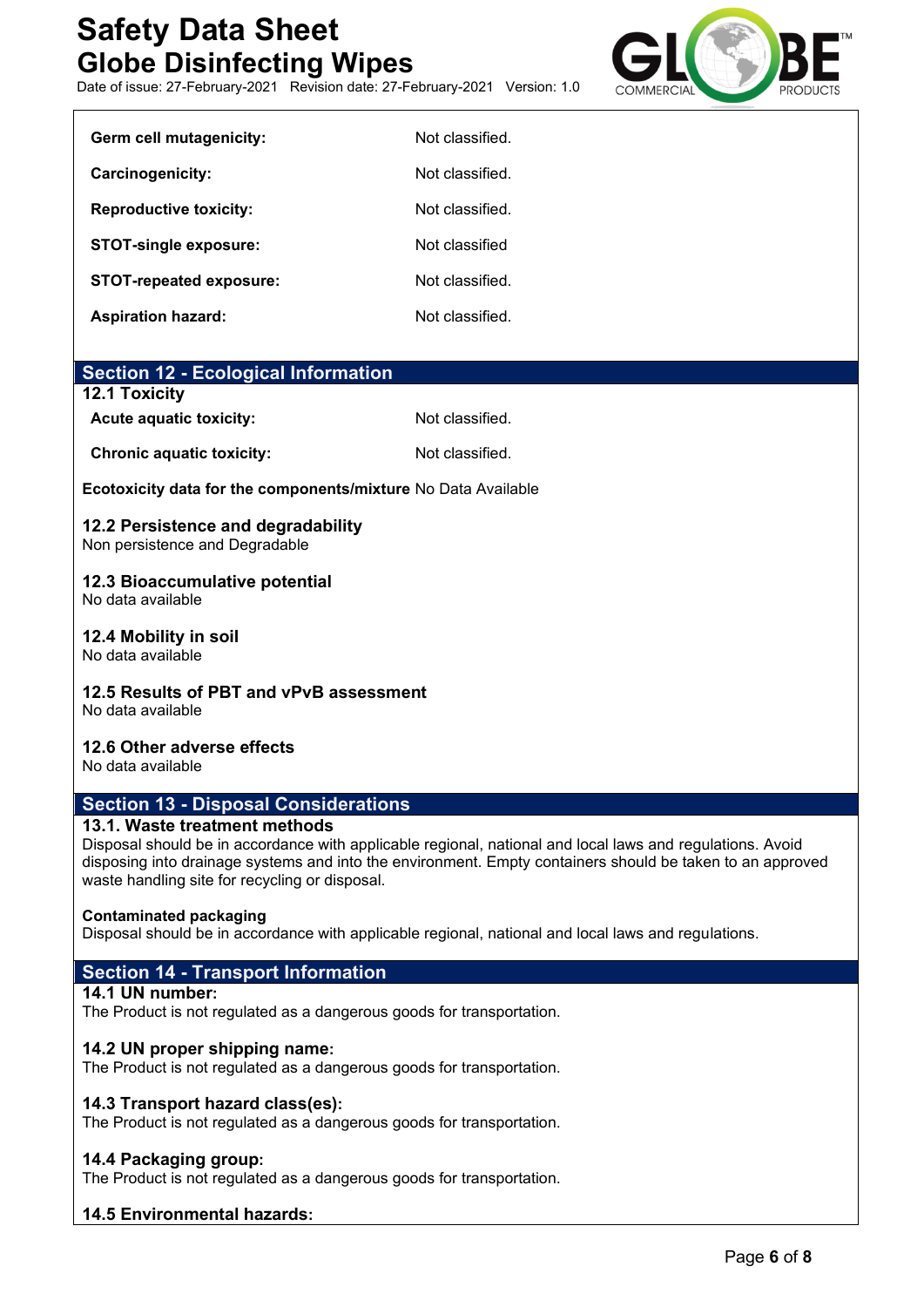| | |
|---|---|
| **Germ cell mutagenicity:** | Not classified. |
| **Carcinogenicity:** | Not classified. |
| **Reproductive toxicity:** | Not classified. |
| **STOT-single exposure:** | Not classified |
| **STOT-repeated exposure:** | Not classified. |
| **Aspiration hazard:** | Not classified. |

## Section 12 - Ecological Information

### 12.1 Toxicity

| | |
|---|---|
| **Acute aquatic toxicity:** | Not classified. |
| **Chronic aquatic toxicity:** | Not classified. |

**Ecotoxicity data for the components/mixture** No Data Available

### 12.2 Persistence and degradability

Non persistence and Degradable

### 12.3 Bioaccumulative potential

No data available

### 12.4 Mobility in soil

No data available

### 12.5 Results of PBT and vPvB assessment

No data available

### 12.6 Other adverse effects

No data available

## Section 13 - Disposal Considerations

### 13.1. Waste treatment methods

Disposal should be in accordance with applicable regional, national and local laws and regulations. Avoid disposing into drainage systems and into the environment. Empty containers should be taken to an approved waste handling site for recycling or disposal.

**Contaminated packaging**

Disposal should be in accordance with applicable regional, national and local laws and regulations.

## Section 14 - Transport Information

### 14.1 UN number:

The Product is not regulated as a dangerous goods for transportation.

### 14.2 UN proper shipping name:

The Product is not regulated as a dangerous goods for transportation.

### 14.3 Transport hazard class(es):

The Product is not regulated as a dangerous goods for transportation.

### 14.4 Packaging group:

The Product is not regulated as a dangerous goods for transportation.

### 14.5 Environmental hazards: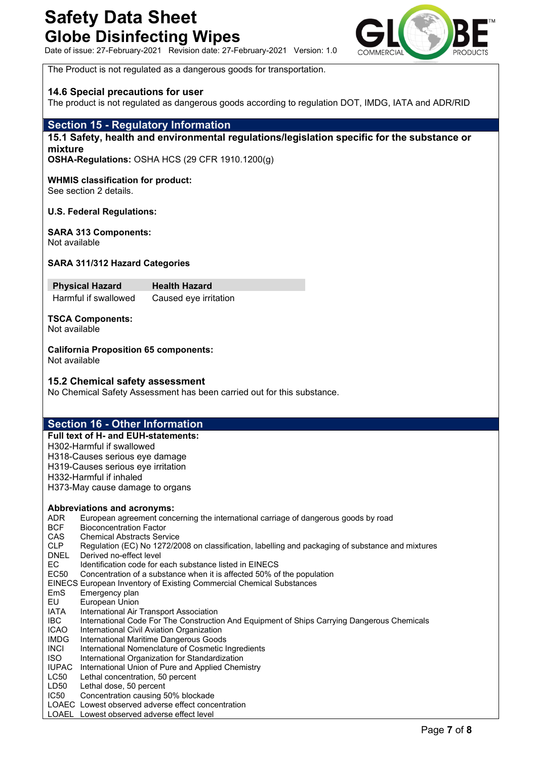The Product is not regulated as a dangerous goods for transportation.

### 14.6 Special precautions for user

The product is not regulated as dangerous goods according to regulation DOT, IMDG, IATA and ADR/RID

## Section 15 - Regulatory Information

### 15.1 Safety, health and environmental regulations/legislation specific for the substance or mixture

**OSHA-Regulations:** OSHA HCS (29 CFR 1910.1200(g)

**WHMIS classification for product:**
See section 2 details.

**U.S. Federal Regulations:**

**SARA 313 Components:**
Not available

**SARA 311/312 Hazard Categories**

| Physical Hazard | Health Hazard |
|---|---|
| Harmful if swallowed | Caused eye irritation |

**TSCA Components:**
Not available

**California Proposition 65 components:**
Not available

### 15.2 Chemical safety assessment

No Chemical Safety Assessment has been carried out for this substance.

## Section 16 - Other Information

**Full text of H- and EUH-statements:**

H302-Harmful if swallowed
H318-Causes serious eye damage
H319-Causes serious eye irritation
H332-Harmful if inhaled
H373-May cause damage to organs

**Abbreviations and acronyms:**

ADR European agreement concerning the international carriage of dangerous goods by road
BCF Bioconcentration Factor
CAS Chemical Abstracts Service
CLP Regulation (EC) No 1272/2008 on classification, labelling and packaging of substance and mixtures
DNEL Derived no-effect level
EC Identification code for each substance listed in EINECS
EC50 Concentration of a substance when it is affected 50% of the population
EINECS European Inventory of Existing Commercial Chemical Substances
EmS Emergency plan
EU European Union
IATA International Air Transport Association
IBC International Code For The Construction And Equipment of Ships Carrying Dangerous Chemicals
ICAO International Civil Aviation Organization
IMDG International Maritime Dangerous Goods
INCI International Nomenclature of Cosmetic Ingredients
ISO International Organization for Standardization
IUPAC International Union of Pure and Applied Chemistry
LC50 Lethal concentration, 50 percent
LD50 Lethal dose, 50 percent
IC50 Concentration causing 50% blockade
LOAEC Lowest observed adverse effect concentration
LOAEL Lowest observed adverse effect level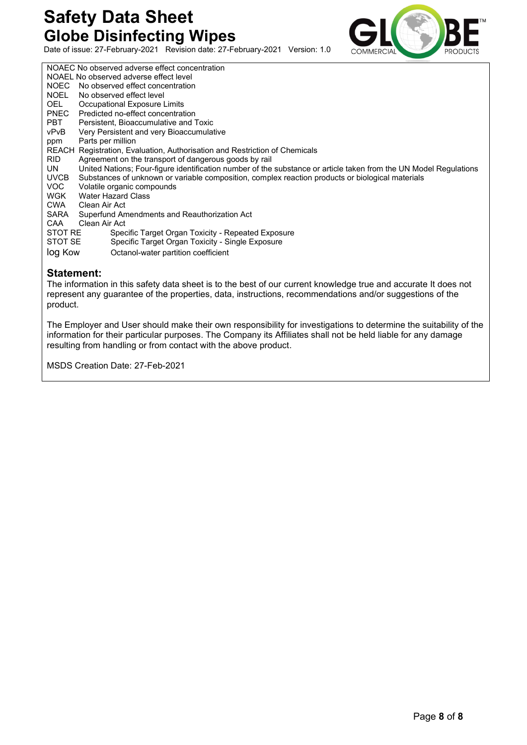| | |
|---|---|
| NOAEC | No observed adverse effect concentration |
| NOAEL | No observed adverse effect level |
| NOEC | No observed effect concentration |
| NOEL | No observed effect level |
| OEL | Occupational Exposure Limits |
| PNEC | Predicted no-effect concentration |
| PBT | Persistent, Bioaccumulative and Toxic |
| vPvB | Very Persistent and very Bioaccumulative |
| ppm | Parts per million |
| REACH | Registration, Evaluation, Authorisation and Restriction of Chemicals |
| RID | Agreement on the transport of dangerous goods by rail |
| UN | United Nations; Four-figure identification number of the substance or article taken from the UN Model Regulations |
| UVCB | Substances of unknown or variable composition, complex reaction products or biological materials |
| VOC | Volatile organic compounds |
| WGK | Water Hazard Class |
| CWA | Clean Air Act |
| SARA | Superfund Amendments and Reauthorization Act |
| CAA | Clean Air Act |
| STOT RE | Specific Target Organ Toxicity - Repeated Exposure |
| STOT SE | Specific Target Organ Toxicity - Single Exposure |
| log Kow | Octanol-water partition coefficient |

## Statement:

The information in this safety data sheet is to the best of our current knowledge true and accurate It does not represent any guarantee of the properties, data, instructions, recommendations and/or suggestions of the product.

The Employer and User should make their own responsibility for investigations to determine the suitability of the information for their particular purposes. The Company its Affiliates shall not be held liable for any damage resulting from handling or from contact with the above product.

MSDS Creation Date: 27-Feb-2021